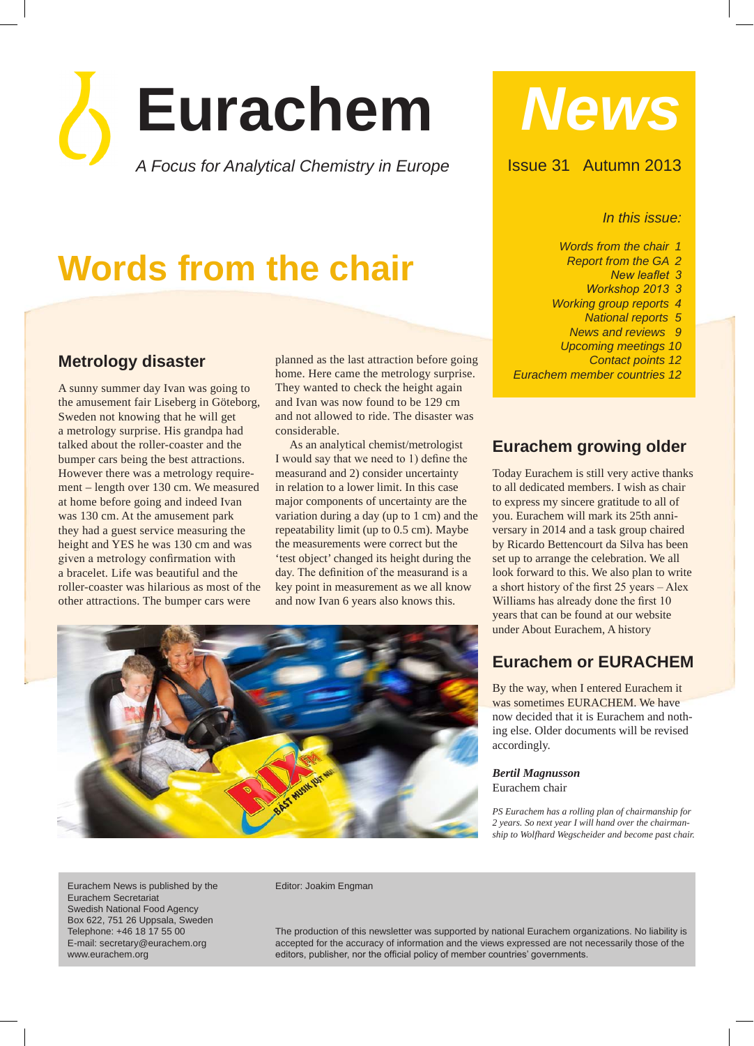# Eurachem

*A Focus for Analytical Chemistry in Europe*

# News

Issue 31 Autumn 2013

*In this issue:*

*Words from the chair 1*
*Report from the GA 2*
*New leaflet 3*
*Workshop 2013 3*
*Working group reports 4*
*National reports 5*
*News and reviews 9*
*Upcoming meetings 10*
*Contact points 12*
*Eurachem member countries 12*

# Words from the chair

## Metrology disaster

A sunny summer day Ivan was going to the amusement fair Liseberg in Göteborg, Sweden not knowing that he will get a metrology surprise. His grandpa had talked about the roller-coaster and the bumper cars being the best attractions. However there was a metrology requirement – length over 130 cm. We measured at home before going and indeed Ivan was 130 cm. At the amusement park they had a guest service measuring the height and YES he was 130 cm and was given a metrology confirmation with a bracelet. Life was beautiful and the roller-coaster was hilarious as most of the other attractions. The bumper cars were planned as the last attraction before going home. Here came the metrology surprise. They wanted to check the height again and Ivan was now found to be 129 cm and was not allowed to ride. The disaster was considerable.

As an analytical chemist/metrologist I would say that we need to 1) define the measurand and 2) consider uncertainty in relation to a lower limit. In this case major components of uncertainty are the variation during a day (up to 1 cm) and the repeatability limit (up to 0.5 cm). Maybe the measurements were correct but the 'test object' changed its height during the day. The definition of the measurand is a key point in measurement as we all know and now Ivan 6 years also knows this.

## Eurachem growing older

Today Eurachem is still very active thanks to all dedicated members. I wish as chair to express my sincere gratitude to all of you. Eurachem will mark its 25th anniversary in 2014 and a task group chaired by Ricardo Bettencourt da Silva has been set up to arrange the celebration. We all look forward to this. We also plan to write a short history of the first 25 years – Alex Williams has already done the first 10 years that can be found at our website under About Eurachem, A history

## Eurachem or EURACHEM

By the way, when I entered Eurachem it was sometimes EURACHEM. We have now decided that it is Eurachem and nothing else. Older documents will be revised accordingly.

***Bertil Magnusson***
Eurachem chair

*PS Eurachem has a rolling plan of chairmanship for 2 years. So next year I will hand over the chairmanship to Wolfhard Wegscheider and become past chair.*

Eurachem News is published by the Eurachem Secretariat
Swedish National Food Agency
Box 622, 751 26 Uppsala, Sweden
Telephone: +46 18 17 55 00
E-mail: secretary@eurachem.org
www.eurachem.org

Editor: Joakim Engman

The production of this newsletter was supported by national Eurachem organizations. No liability is accepted for the accuracy of information and the views expressed are not necessarily those of the editors, publisher, nor the official policy of member countries' governments.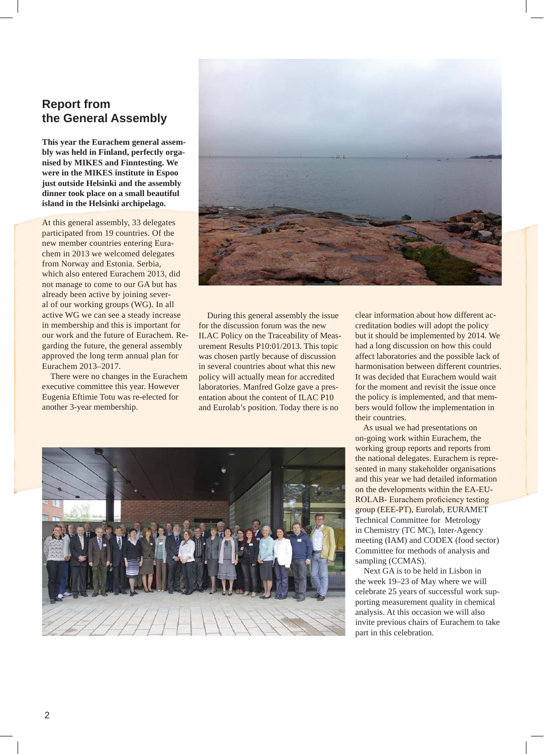## Report from the General Assembly

**This year the Eurachem general assembly was held in Finland, perfectly organised by MIKES and Finntesting. We were in the MIKES institute in Espoo just outside Helsinki and the assembly dinner took place on a small beautiful island in the Helsinki archipelago.**

At this general assembly, 33 delegates participated from 19 countries. Of the new member countries entering Eurachem in 2013 we welcomed delegates from Norway and Estonia. Serbia, which also entered Eurachem 2013, did not manage to come to our GA but has already been active by joining several of our working groups (WG). In all active WG we can see a steady increase in membership and this is important for our work and the future of Eurachem. Regarding the future, the general assembly approved the long term annual plan for Eurachem 2013–2017.

There were no changes in the Eurachem executive committee this year. However Eugenia Eftimie Totu was re-elected for another 3-year membership.

During this general assembly the issue for the discussion forum was the new ILAC Policy on the Traceability of Measurement Results P10:01/2013. This topic was chosen partly because of discussion in several countries about what this new policy will actually mean for accredited laboratories. Manfred Golze gave a presentation about the content of ILAC P10 and Eurolab's position. Today there is no clear information about how different accreditation bodies will adopt the policy but it should be implemented by 2014. We had a long discussion on how this could affect laboratories and the possible lack of harmonisation between different countries. It was decided that Eurachem would wait for the moment and revisit the issue once the policy is implemented, and that members would follow the implementation in their countries.

As usual we had presentations on on-going work within Eurachem, the working group reports and reports from the national delegates. Eurachem is represented in many stakeholder organisations and this year we had detailed information on the developments within the EA-EU-ROLAB- Eurachem proficiency testing group (EEE-PT), Eurolab, EURAMET Technical Committee for Metrology in Chemistry (TC MC), Inter-Agency meeting (IAM) and CODEX (food sector) Committee for methods of analysis and sampling (CCMAS).

Next GA is to be held in Lisbon in the week 19–23 of May where we will celebrate 25 years of successful work supporting measurement quality in chemical analysis. At this occasion we will also invite previous chairs of Eurachem to take part in this celebration.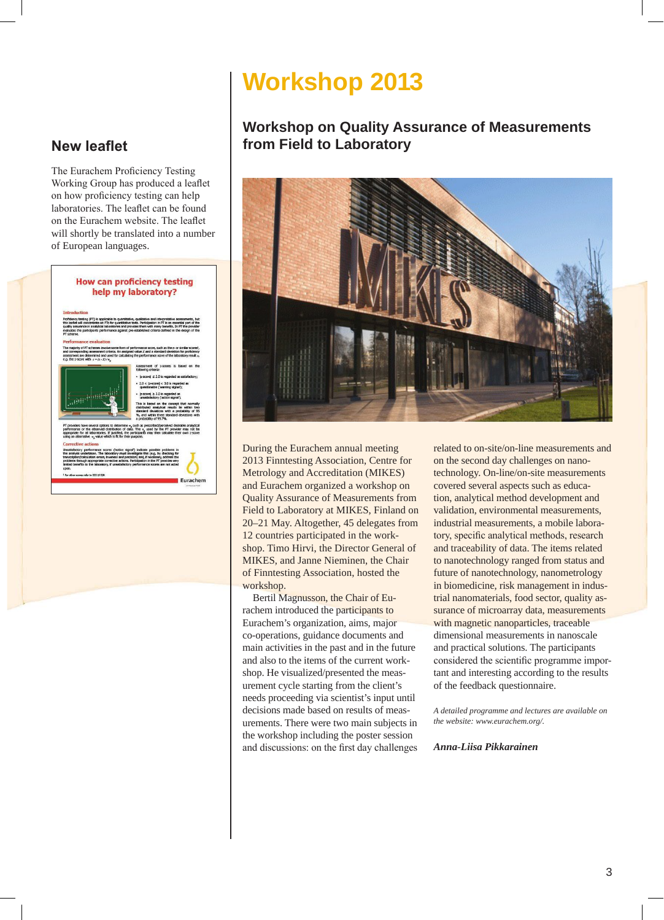## New leaflet

The Eurachem Proficiency Testing Working Group has produced a leaflet on how proficiency testing can help laboratories. The leaflet can be found on the Eurachem website. The leaflet will shortly be translated into a number of European languages.

# Workshop 2013

## Workshop on Quality Assurance of Measurements from Field to Laboratory

During the Eurachem annual meeting 2013 Finntesting Association, Centre for Metrology and Accreditation (MIKES) and Eurachem organized a workshop on Quality Assurance of Measurements from Field to Laboratory at MIKES, Finland on 20–21 May. Altogether, 45 delegates from 12 countries participated in the workshop. Timo Hirvi, the Director General of MIKES, and Janne Nieminen, the Chair of Finntesting Association, hosted the workshop.

Bertil Magnusson, the Chair of Eurachem introduced the participants to Eurachem's organization, aims, major co-operations, guidance documents and main activities in the past and in the future and also to the items of the current workshop. He visualized/presented the measurement cycle starting from the client's needs proceeding via scientist's input until decisions made based on results of measurements. There were two main subjects in the workshop including the poster session and discussions: on the first day challenges related to on-site/on-line measurements and on the second day challenges on nanotechnology. On-line/on-site measurements covered several aspects such as education, analytical method development and validation, environmental measurements, industrial measurements, a mobile laboratory, specific analytical methods, research and traceability of data. The items related to nanotechnology ranged from status and future of nanotechnology, nanometrology in biomedicine, risk management in industrial nanomaterials, food sector, quality assurance of microarray data, measurements with magnetic nanoparticles, traceable dimensional measurements in nanoscale and practical solutions. The participants considered the scientific programme important and interesting according to the results of the feedback questionnaire.

*A detailed programme and lectures are available on the website: www.eurachem.org/.*

***Anna-Liisa Pikkarainen***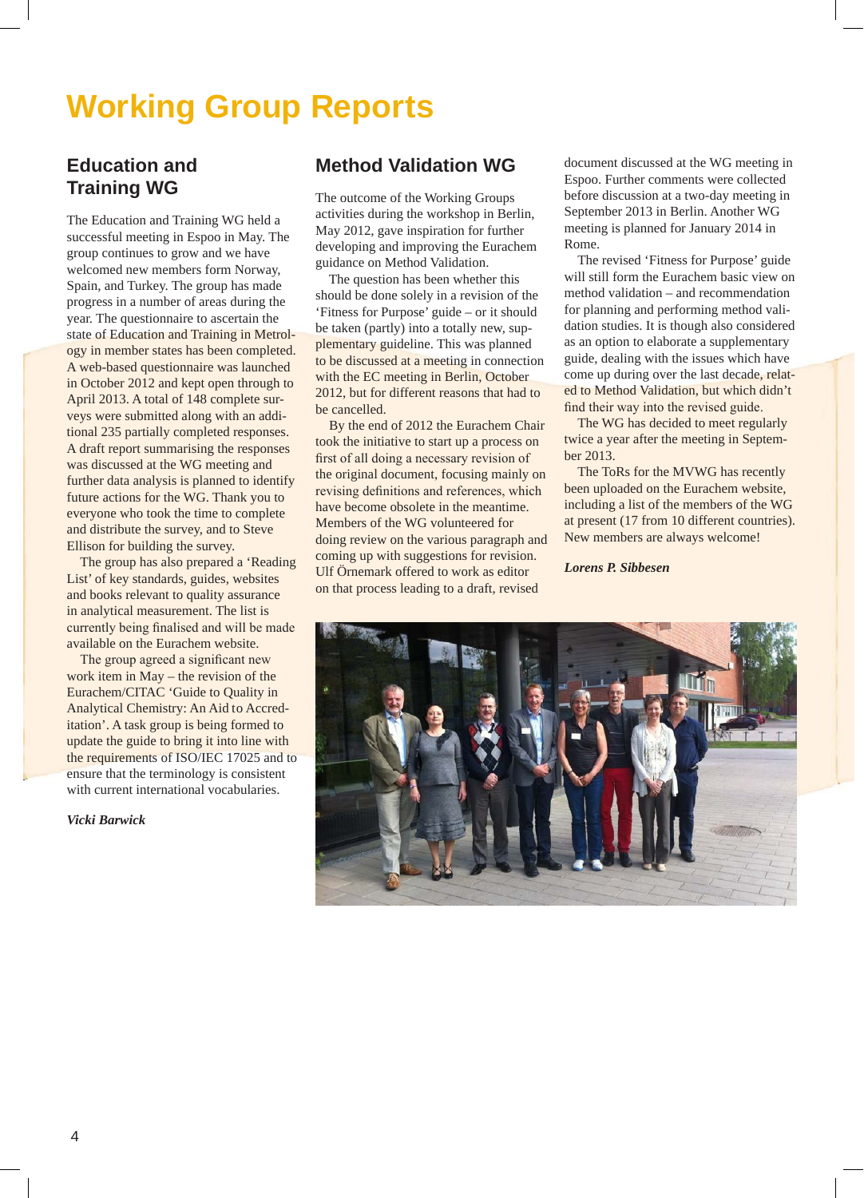# Working Group Reports

## Education and Training WG

The Education and Training WG held a successful meeting in Espoo in May. The group continues to grow and we have welcomed new members form Norway, Spain, and Turkey. The group has made progress in a number of areas during the year. The questionnaire to ascertain the state of Education and Training in Metrology in member states has been completed. A web-based questionnaire was launched in October 2012 and kept open through to April 2013. A total of 148 complete surveys were submitted along with an additional 235 partially completed responses. A draft report summarising the responses was discussed at the WG meeting and further data analysis is planned to identify future actions for the WG. Thank you to everyone who took the time to complete and distribute the survey, and to Steve Ellison for building the survey.

The group has also prepared a 'Reading List' of key standards, guides, websites and books relevant to quality assurance in analytical measurement. The list is currently being finalised and will be made available on the Eurachem website.

The group agreed a significant new work item in May – the revision of the Eurachem/CITAC 'Guide to Quality in Analytical Chemistry: An Aid to Accreditation'. A task group is being formed to update the guide to bring it into line with the requirements of ISO/IEC 17025 and to ensure that the terminology is consistent with current international vocabularies.

*Vicki Barwick*

## Method Validation WG

The outcome of the Working Groups activities during the workshop in Berlin, May 2012, gave inspiration for further developing and improving the Eurachem guidance on Method Validation.

The question has been whether this should be done solely in a revision of the 'Fitness for Purpose' guide – or it should be taken (partly) into a totally new, supplementary guideline. This was planned to be discussed at a meeting in connection with the EC meeting in Berlin, October 2012, but for different reasons that had to be cancelled.

By the end of 2012 the Eurachem Chair took the initiative to start up a process on first of all doing a necessary revision of the original document, focusing mainly on revising definitions and references, which have become obsolete in the meantime. Members of the WG volunteered for doing review on the various paragraph and coming up with suggestions for revision. Ulf Örnemark offered to work as editor on that process leading to a draft, revised document discussed at the WG meeting in Espoo. Further comments were collected before discussion at a two-day meeting in September 2013 in Berlin. Another WG meeting is planned for January 2014 in Rome.

The revised 'Fitness for Purpose' guide will still form the Eurachem basic view on method validation – and recommendation for planning and performing method validation studies. It is though also considered as an option to elaborate a supplementary guide, dealing with the issues which have come up during over the last decade, related to Method Validation, but which didn't find their way into the revised guide.

The WG has decided to meet regularly twice a year after the meeting in September 2013.

The ToRs for the MVWG has recently been uploaded on the Eurachem website, including a list of the members of the WG at present (17 from 10 different countries). New members are always welcome!

*Lorens P. Sibbesen*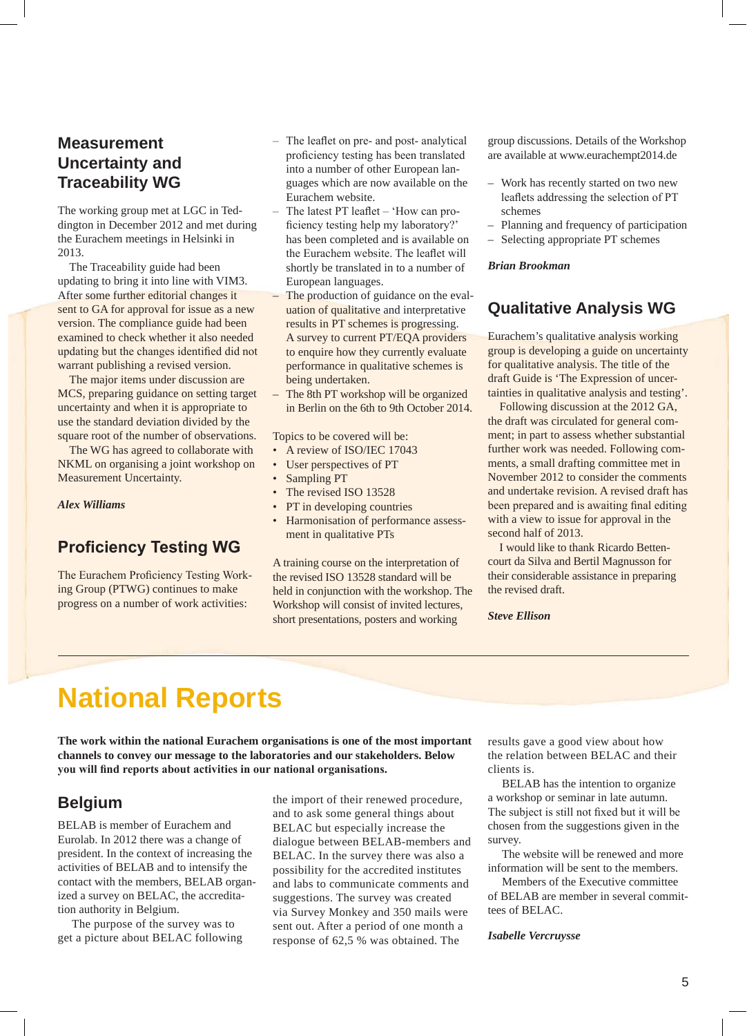## Measurement Uncertainty and Traceability WG

The working group met at LGC in Teddington in December 2012 and met during the Eurachem meetings in Helsinki in 2013.

The Traceability guide had been updating to bring it into line with VIM3. After some further editorial changes it sent to GA for approval for issue as a new version. The compliance guide had been examined to check whether it also needed updating but the changes identified did not warrant publishing a revised version.

The major items under discussion are MCS, preparing guidance on setting target uncertainty and when it is appropriate to use the standard deviation divided by the square root of the number of observations.

The WG has agreed to collaborate with NKML on organising a joint workshop on Measurement Uncertainty.

***Alex Williams***

## Proficiency Testing WG

The Eurachem Proficiency Testing Working Group (PTWG) continues to make progress on a number of work activities:

- The leaflet on pre- and post- analytical proficiency testing has been translated into a number of other European languages which are now available on the Eurachem website.
- The latest PT leaflet – 'How can proficiency testing help my laboratory?' has been completed and is available on the Eurachem website. The leaflet will shortly be translated in to a number of European languages.
- The production of guidance on the evaluation of qualitative and interpretative results in PT schemes is progressing. A survey to current PT/EQA providers to enquire how they currently evaluate performance in qualitative schemes is being undertaken.
- The 8th PT workshop will be organized in Berlin on the 6th to 9th October 2014.

Topics to be covered will be:

- A review of ISO/IEC 17043
- User perspectives of PT
- Sampling PT
- The revised ISO 13528
- PT in developing countries
- Harmonisation of performance assessment in qualitative PTs

A training course on the interpretation of the revised ISO 13528 standard will be held in conjunction with the workshop. The Workshop will consist of invited lectures, short presentations, posters and working group discussions. Details of the Workshop are available at www.eurachempt2014.de

- Work has recently started on two new leaflets addressing the selection of PT schemes
- Planning and frequency of participation
- Selecting appropriate PT schemes

***Brian Brookman***

## Qualitative Analysis WG

Eurachem's qualitative analysis working group is developing a guide on uncertainty for qualitative analysis. The title of the draft Guide is 'The Expression of uncertainties in qualitative analysis and testing'.

Following discussion at the 2012 GA, the draft was circulated for general comment; in part to assess whether substantial further work was needed. Following comments, a small drafting committee met in November 2012 to consider the comments and undertake revision. A revised draft has been prepared and is awaiting final editing with a view to issue for approval in the second half of 2013.

I would like to thank Ricardo Bettencourt da Silva and Bertil Magnusson for their considerable assistance in preparing the revised draft.

***Steve Ellison***

# National Reports

**The work within the national Eurachem organisations is one of the most important channels to convey our message to the laboratories and our stakeholders. Below you will find reports about activities in our national organisations.**

## Belgium

BELAB is member of Eurachem and Eurolab. In 2012 there was a change of president. In the context of increasing the activities of BELAB and to intensify the contact with the members, BELAB organized a survey on BELAC, the accreditation authority in Belgium.

The purpose of the survey was to get a picture about BELAC following the import of their renewed procedure, and to ask some general things about BELAC but especially increase the dialogue between BELAB-members and BELAC. In the survey there was also a possibility for the accredited institutes and labs to communicate comments and suggestions. The survey was created via Survey Monkey and 350 mails were sent out. After a period of one month a response of 62,5 % was obtained. The results gave a good view about how the relation between BELAC and their clients is.

BELAB has the intention to organize a workshop or seminar in late autumn. The subject is still not fixed but it will be chosen from the suggestions given in the survey.

The website will be renewed and more information will be sent to the members.

Members of the Executive committee of BELAB are member in several committees of BELAC.

***Isabelle Vercruysse***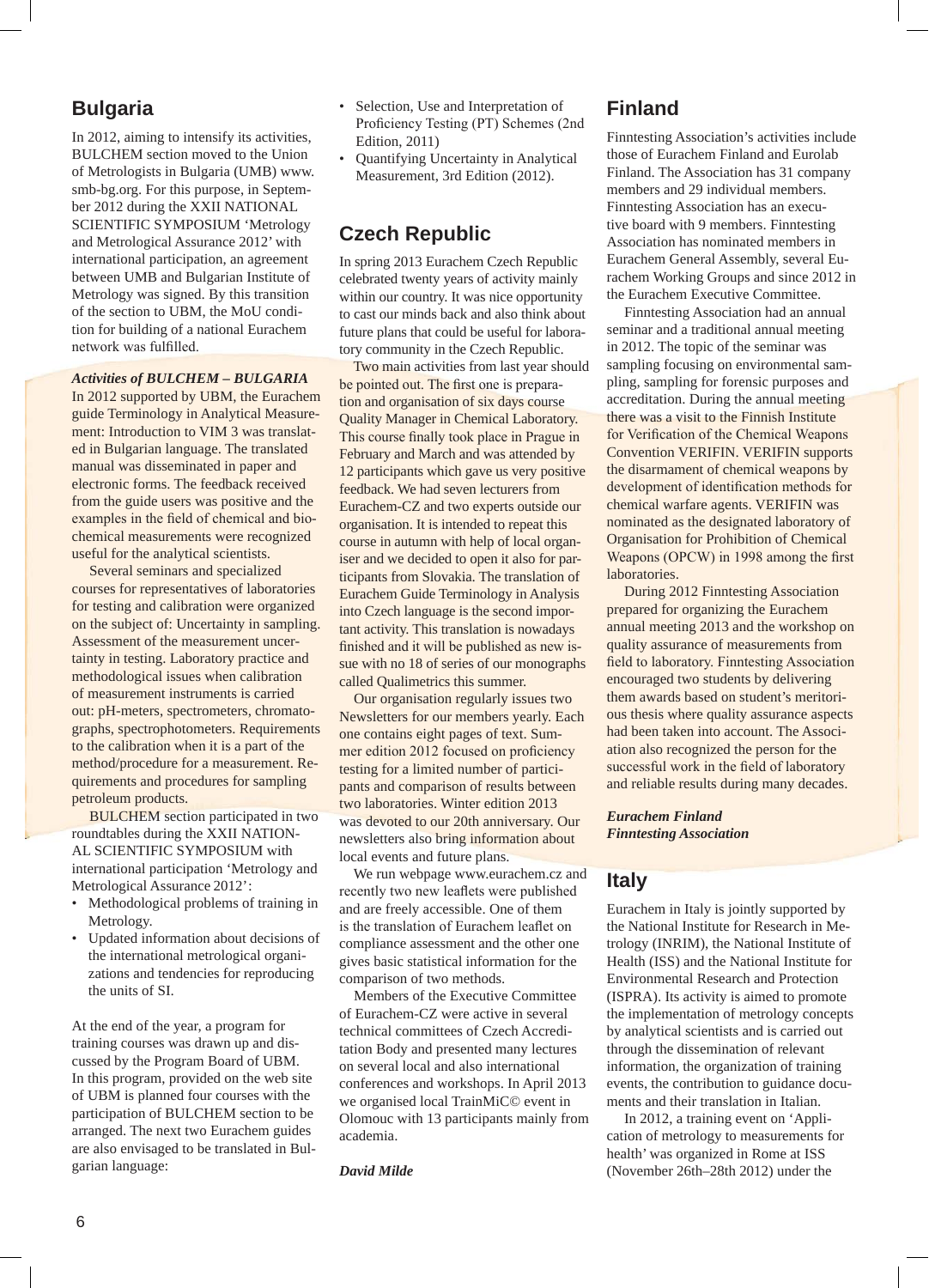## Bulgaria

In 2012, aiming to intensify its activities, BULCHEM section moved to the Union of Metrologists in Bulgaria (UMB) www.smb-bg.org. For this purpose, in September 2012 during the XXII NATIONAL SCIENTIFIC SYMPOSIUM 'Metrology and Metrological Assurance 2012' with international participation, an agreement between UMB and Bulgarian Institute of Metrology was signed. By this transition of the section to UBM, the MoU condition for building of a national Eurachem network was fulfilled.

***Activities of BULCHEM – BULGARIA***

In 2012 supported by UBM, the Eurachem guide Terminology in Analytical Measurement: Introduction to VIM 3 was translated in Bulgarian language. The translated manual was disseminated in paper and electronic forms. The feedback received from the guide users was positive and the examples in the field of chemical and biochemical measurements were recognized useful for the analytical scientists.

Several seminars and specialized courses for representatives of laboratories for testing and calibration were organized on the subject of: Uncertainty in sampling. Assessment of the measurement uncertainty in testing. Laboratory practice and methodological issues when calibration of measurement instruments is carried out: pH-meters, spectrometers, chromatographs, spectrophotometers. Requirements to the calibration when it is a part of the method/procedure for a measurement. Requirements and procedures for sampling petroleum products.

BULCHEM section participated in two roundtables during the XXII NATIONAL SCIENTIFIC SYMPOSIUM with international participation 'Metrology and Metrological Assurance 2012':

- Methodological problems of training in Metrology.
- Updated information about decisions of the international metrological organizations and tendencies for reproducing the units of SI.

At the end of the year, a program for training courses was drawn up and discussed by the Program Board of UBM. In this program, provided on the web site of UBM is planned four courses with the participation of BULCHEM section to be arranged. The next two Eurachem guides are also envisaged to be translated in Bulgarian language:

- Selection, Use and Interpretation of Proficiency Testing (PT) Schemes (2nd Edition, 2011)
- Quantifying Uncertainty in Analytical Measurement, 3rd Edition (2012).

## Czech Republic

In spring 2013 Eurachem Czech Republic celebrated twenty years of activity mainly within our country. It was nice opportunity to cast our minds back and also think about future plans that could be useful for laboratory community in the Czech Republic.

Two main activities from last year should be pointed out. The first one is preparation and organisation of six days course Quality Manager in Chemical Laboratory. This course finally took place in Prague in February and March and was attended by 12 participants which gave us very positive feedback. We had seven lecturers from Eurachem-CZ and two experts outside our organisation. It is intended to repeat this course in autumn with help of local organiser and we decided to open it also for participants from Slovakia. The translation of Eurachem Guide Terminology in Analysis into Czech language is the second important activity. This translation is nowadays finished and it will be published as new issue with no 18 of series of our monographs called Qualimetrics this summer.

Our organisation regularly issues two Newsletters for our members yearly. Each one contains eight pages of text. Summer edition 2012 focused on proficiency testing for a limited number of participants and comparison of results between two laboratories. Winter edition 2013 was devoted to our 20th anniversary. Our newsletters also bring information about local events and future plans.

We run webpage www.eurachem.cz and recently two new leaflets were published and are freely accessible. One of them is the translation of Eurachem leaflet on compliance assessment and the other one gives basic statistical information for the comparison of two methods.

Members of the Executive Committee of Eurachem-CZ were active in several technical committees of Czech Accreditation Body and presented many lectures on several local and also international conferences and workshops. In April 2013 we organised local TrainMiC© event in Olomouc with 13 participants mainly from academia.

***David Milde***

## Finland

Finntesting Association's activities include those of Eurachem Finland and Eurolab Finland. The Association has 31 company members and 29 individual members. Finntesting Association has an executive board with 9 members. Finntesting Association has nominated members in Eurachem General Assembly, several Eurachem Working Groups and since 2012 in the Eurachem Executive Committee.

Finntesting Association had an annual seminar and a traditional annual meeting in 2012. The topic of the seminar was sampling focusing on environmental sampling, sampling for forensic purposes and accreditation. During the annual meeting there was a visit to the Finnish Institute for Verification of the Chemical Weapons Convention VERIFIN. VERIFIN supports the disarmament of chemical weapons by development of identification methods for chemical warfare agents. VERIFIN was nominated as the designated laboratory of Organisation for Prohibition of Chemical Weapons (OPCW) in 1998 among the first laboratories.

During 2012 Finntesting Association prepared for organizing the Eurachem annual meeting 2013 and the workshop on quality assurance of measurements from field to laboratory. Finntesting Association encouraged two students by delivering them awards based on student's meritorious thesis where quality assurance aspects had been taken into account. The Association also recognized the person for the successful work in the field of laboratory and reliable results during many decades.

***Eurachem Finland***
***Finntesting Association***

## Italy

Eurachem in Italy is jointly supported by the National Institute for Research in Metrology (INRIM), the National Institute of Health (ISS) and the National Institute for Environmental Research and Protection (ISPRA). Its activity is aimed to promote the implementation of metrology concepts by analytical scientists and is carried out through the dissemination of relevant information, the organization of training events, the contribution to guidance documents and their translation in Italian.

In 2012, a training event on 'Application of metrology to measurements for health' was organized in Rome at ISS (November 26th–28th 2012) under the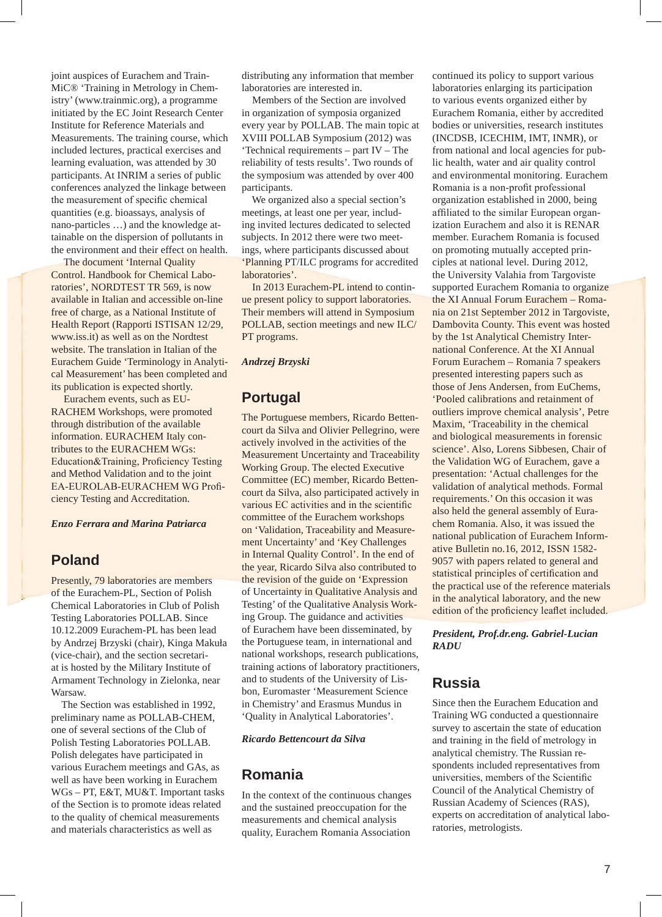joint auspices of Eurachem and TrainMiC® 'Training in Metrology in Chemistry' (www.trainmic.org), a programme initiated by the EC Joint Research Center Institute for Reference Materials and Measurements. The training course, which included lectures, practical exercises and learning evaluation, was attended by 30 participants. At INRIM a series of public conferences analyzed the linkage between the measurement of specific chemical quantities (e.g. bioassays, analysis of nano-particles …) and the knowledge attainable on the dispersion of pollutants in the environment and their effect on health.

The document 'Internal Quality Control. Handbook for Chemical Laboratories', NORDTEST TR 569, is now available in Italian and accessible on-line free of charge, as a National Institute of Health Report (Rapporti ISTISAN 12/29, www.iss.it) as well as on the Nordtest website. The translation in Italian of the Eurachem Guide 'Terminology in Analytical Measurement' has been completed and its publication is expected shortly.

Eurachem events, such as EURACHEM Workshops, were promoted through distribution of the available information. EURACHEM Italy contributes to the EURACHEM WGs: Education&Training, Proficiency Testing and Method Validation and to the joint EA-EUROLAB-EURACHEM WG Proficiency Testing and Accreditation.

***Enzo Ferrara and Marina Patriarca***

## Poland

Presently, 79 laboratories are members of the Eurachem-PL, Section of Polish Chemical Laboratories in Club of Polish Testing Laboratories POLLAB. Since 10.12.2009 Eurachem-PL has been lead by Andrzej Brzyski (chair), Kinga Makuła (vice-chair), and the section secretariat is hosted by the Military Institute of Armament Technology in Zielonka, near Warsaw.

The Section was established in 1992, preliminary name as POLLAB-CHEM, one of several sections of the Club of Polish Testing Laboratories POLLAB. Polish delegates have participated in various Eurachem meetings and GAs, as well as have been working in Eurachem WGs – PT, E&T, MU&T. Important tasks of the Section is to promote ideas related to the quality of chemical measurements and materials characteristics as well as distributing any information that member laboratories are interested in.

Members of the Section are involved in organization of symposia organized every year by POLLAB. The main topic at XVIII POLLAB Symposium (2012) was 'Technical requirements – part IV – The reliability of tests results'. Two rounds of the symposium was attended by over 400 participants.

We organized also a special section's meetings, at least one per year, including invited lectures dedicated to selected subjects. In 2012 there were two meetings, where participants discussed about 'Planning PT/ILC programs for accredited laboratories'.

In 2013 Eurachem-PL intend to continue present policy to support laboratories. Their members will attend in Symposium POLLAB, section meetings and new ILC/PT programs.

***Andrzej Brzyski***

## Portugal

The Portuguese members, Ricardo Bettencourt da Silva and Olivier Pellegrino, were actively involved in the activities of the Measurement Uncertainty and Traceability Working Group. The elected Executive Committee (EC) member, Ricardo Bettencourt da Silva, also participated actively in various EC activities and in the scientific committee of the Eurachem workshops on 'Validation, Traceability and Measurement Uncertainty' and 'Key Challenges in Internal Quality Control'. In the end of the year, Ricardo Silva also contributed to the revision of the guide on 'Expression of Uncertainty in Qualitative Analysis and Testing' of the Qualitative Analysis Working Group. The guidance and activities of Eurachem have been disseminated, by the Portuguese team, in international and national workshops, research publications, training actions of laboratory practitioners, and to students of the University of Lisbon, Euromaster 'Measurement Science in Chemistry' and Erasmus Mundus in 'Quality in Analytical Laboratories'.

***Ricardo Bettencourt da Silva***

## Romania

In the context of the continuous changes and the sustained preoccupation for the measurements and chemical analysis quality, Eurachem Romania Association continued its policy to support various laboratories enlarging its participation to various events organized either by Eurachem Romania, either by accredited bodies or universities, research institutes (INCDSB, ICECHIM, IMT, INMR), or from national and local agencies for public health, water and air quality control and environmental monitoring. Eurachem Romania is a non-profit professional organization established in 2000, being affiliated to the similar European organization Eurachem and also it is RENAR member. Eurachem Romania is focused on promoting mutually accepted principles at national level. During 2012, the University Valahia from Targoviste supported Eurachem Romania to organize the XI Annual Forum Eurachem – Romania on 21st September 2012 in Targoviste, Dambovita County. This event was hosted by the 1st Analytical Chemistry International Conference. At the XI Annual Forum Eurachem – Romania 7 speakers presented interesting papers such as those of Jens Andersen, from EuChems, 'Pooled calibrations and retainment of outliers improve chemical analysis', Petre Maxim, 'Traceability in the chemical and biological measurements in forensic science'. Also, Lorens Sibbesen, Chair of the Validation WG of Eurachem, gave a presentation: 'Actual challenges for the validation of analytical methods. Formal requirements.' On this occasion it was also held the general assembly of Eurachem Romania. Also, it was issued the national publication of Eurachem Informative Bulletin no.16, 2012, ISSN 1582-9057 with papers related to general and statistical principles of certification and the practical use of the reference materials in the analytical laboratory, and the new edition of the proficiency leaflet included.

***President, Prof.dr.eng. Gabriel-Lucian RADU***

## Russia

Since then the Eurachem Education and Training WG conducted a questionnaire survey to ascertain the state of education and training in the field of metrology in analytical chemistry. The Russian respondents included representatives from universities, members of the Scientific Council of the Analytical Chemistry of Russian Academy of Sciences (RAS), experts on accreditation of analytical laboratories, metrologists.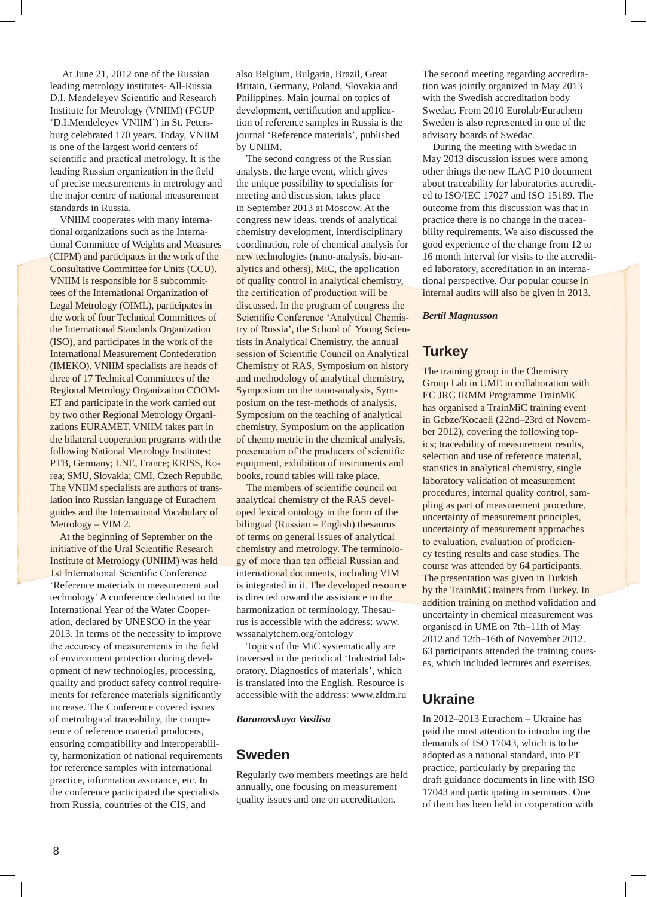At June 21, 2012 one of the Russian leading metrology institutes- All-Russia D.I. Mendeleyev Scientific and Research Institute for Metrology (VNIIM) (FGUP 'D.I.Mendeleyev VNIIM') in St. Petersburg celebrated 170 years. Today, VNIIM is one of the largest world centers of scientific and practical metrology. It is the leading Russian organization in the field of precise measurements in metrology and the major centre of national measurement standards in Russia.

VNIIM cooperates with many international organizations such as the International Committee of Weights and Measures (CIPM) and participates in the work of the Consultative Committee for Units (CCU). VNIIM is responsible for 8 subcommittees of the International Organization of Legal Metrology (OIML), participates in the work of four Technical Committees of the International Standards Organization (ISO), and participates in the work of the International Measurement Confederation (IMEKO). VNIIM specialists are heads of three of 17 Technical Committees of the Regional Metrology Organization COOMET and participate in the work carried out by two other Regional Metrology Organizations EURAMET. VNIIM takes part in the bilateral cooperation programs with the following National Metrology Institutes: PTB, Germany; LNE, France; KRISS, Korea; SMU, Slovakia; CMI, Czech Republic. The VNIIM specialists are authors of translation into Russian language of Eurachem guides and the International Vocabulary of Metrology – VIM 2.

At the beginning of September on the initiative of the Ural Scientific Research Institute of Metrology (UNIIM) was held 1st International Scientific Conference 'Reference materials in measurement and technology' A conference dedicated to the International Year of the Water Cooperation, declared by UNESCO in the year 2013. In terms of the necessity to improve the accuracy of measurements in the field of environment protection during development of new technologies, processing, quality and product safety control requirements for reference materials significantly increase. The Conference covered issues of metrological traceability, the competence of reference material producers, ensuring compatibility and interoperability, harmonization of national requirements for reference samples with international practice, information assurance, etc. In the conference participated the specialists from Russia, countries of the CIS, and also Belgium, Bulgaria, Brazil, Great Britain, Germany, Poland, Slovakia and Philippines. Main journal on topics of development, certification and application of reference samples in Russia is the journal 'Reference materials', published by UNIIM.

The second congress of the Russian analysts, the large event, which gives the unique possibility to specialists for meeting and discussion, takes place in September 2013 at Moscow. At the congress new ideas, trends of analytical chemistry development, interdisciplinary coordination, role of chemical analysis for new technologies (nano-analysis, bio-analytics and others), MiC, the application of quality control in analytical chemistry, the certification of production will be discussed. In the program of congress the Scientific Conference 'Analytical Chemistry of Russia', the School of Young Scientists in Analytical Chemistry, the annual session of Scientific Council on Analytical Chemistry of RAS, Symposium on history and methodology of analytical chemistry, Symposium on the nano-analysis, Symposium on the test-methods of analysis, Symposium on the teaching of analytical chemistry, Symposium on the application of chemo metric in the chemical analysis, presentation of the producers of scientific equipment, exhibition of instruments and books, round tables will take place.

The members of scientific council on analytical chemistry of the RAS developed lexical ontology in the form of the bilingual (Russian – English) thesaurus of terms on general issues of analytical chemistry and metrology. The terminology of more than ten official Russian and international documents, including VIM is integrated in it. The developed resource is directed toward the assistance in the harmonization of terminology. Thesaurus is accessible with the address: www.wssanalytchem.org/ontology

Topics of the MiC systematically are traversed in the periodical 'Industrial laboratory. Diagnostics of materials', which is translated into the English. Resource is accessible with the address: www.zldm.ru

***Baranovskaya Vasilisa***

## Sweden

Regularly two members meetings are held annually, one focusing on measurement quality issues and one on accreditation.

The second meeting regarding accreditation was jointly organized in May 2013 with the Swedish accreditation body Swedac. From 2010 Eurolab/Eurachem Sweden is also represented in one of the advisory boards of Swedac.

During the meeting with Swedac in May 2013 discussion issues were among other things the new ILAC P10 document about traceability for laboratories accredited to ISO/IEC 17027 and ISO 15189. The outcome from this discussion was that in practice there is no change in the traceability requirements. We also discussed the good experience of the change from 12 to 16 month interval for visits to the accredited laboratory, accreditation in an international perspective. Our popular course in internal audits will also be given in 2013.

***Bertil Magnusson***

## Turkey

The training group in the Chemistry Group Lab in UME in collaboration with EC JRC IRMM Programme TrainMiC has organised a TrainMiC training event in Gebze/Kocaeli (22nd–23rd of November 2012), covering the following topics; traceability of measurement results, selection and use of reference material, statistics in analytical chemistry, single laboratory validation of measurement procedures, internal quality control, sampling as part of measurement procedure, uncertainty of measurement principles, uncertainty of measurement approaches to evaluation, evaluation of proficiency testing results and case studies. The course was attended by 64 participants. The presentation was given in Turkish by the TrainMiC trainers from Turkey. In addition training on method validation and uncertainty in chemical measurement was organised in UME on 7th–11th of May 2012 and 12th–16th of November 2012. 63 participants attended the training courses, which included lectures and exercises.

## Ukraine

In 2012–2013 Eurachem – Ukraine has paid the most attention to introducing the demands of ISO 17043, which is to be adopted as a national standard, into PT practice, particularly by preparing the draft guidance documents in line with ISO 17043 and participating in seminars. One of them has been held in cooperation with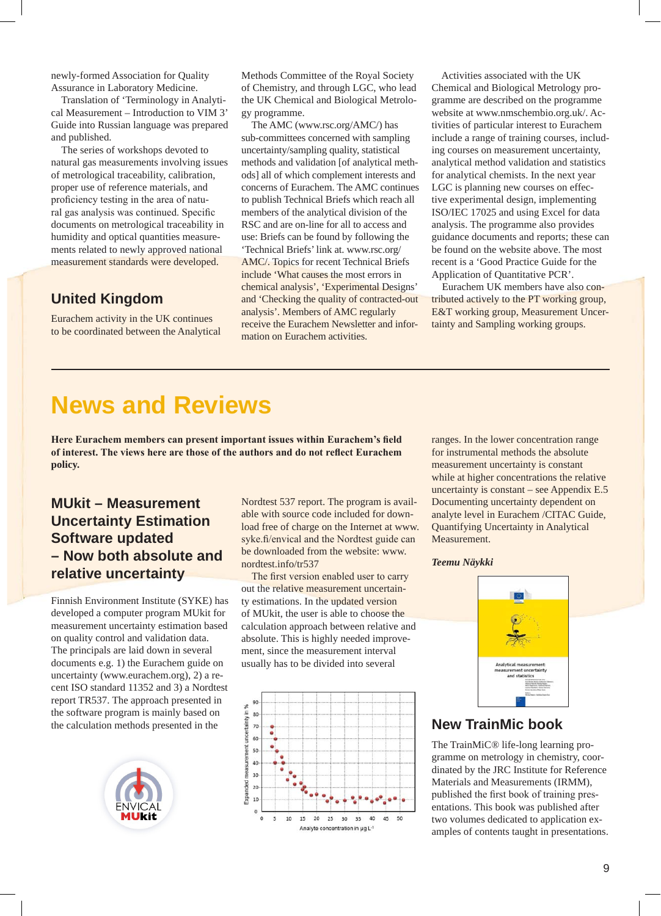newly-formed Association for Quality Assurance in Laboratory Medicine.

Translation of 'Terminology in Analytical Measurement – Introduction to VIM 3' Guide into Russian language was prepared and published.

The series of workshops devoted to natural gas measurements involving issues of metrological traceability, calibration, proper use of reference materials, and proficiency testing in the area of natural gas analysis was continued. Specific documents on metrological traceability in humidity and optical quantities measurements related to newly approved national measurement standards were developed.

## United Kingdom

Eurachem activity in the UK continues to be coordinated between the Analytical Methods Committee of the Royal Society of Chemistry, and through LGC, who lead the UK Chemical and Biological Metrology programme.

The AMC (www.rsc.org/AMC/) has sub-committees concerned with sampling uncertainty/sampling quality, statistical methods and validation [of analytical methods] all of which complement interests and concerns of Eurachem. The AMC continues to publish Technical Briefs which reach all members of the analytical division of the RSC and are on-line for all to access and use: Briefs can be found by following the 'Technical Briefs' link at. www.rsc.org/AMC/. Topics for recent Technical Briefs include 'What causes the most errors in chemical analysis', 'Experimental Designs' and 'Checking the quality of contracted-out analysis'. Members of AMC regularly receive the Eurachem Newsletter and information on Eurachem activities.

Activities associated with the UK Chemical and Biological Metrology programme are described on the programme website at www.nmschembio.org.uk/. Activities of particular interest to Eurachem include a range of training courses, including courses on measurement uncertainty, analytical method validation and statistics for analytical chemists. In the next year LGC is planning new courses on effective experimental design, implementing ISO/IEC 17025 and using Excel for data analysis. The programme also provides guidance documents and reports; these can be found on the website above. The most recent is a 'Good Practice Guide for the Application of Quantitative PCR'.

Eurachem UK members have also contributed actively to the PT working group, E&T working group, Measurement Uncertainty and Sampling working groups.

# News and Reviews

**Here Eurachem members can present important issues within Eurachem's field of interest. The views here are those of the authors and do not reflect Eurachem policy.**

## MUkit – Measurement Uncertainty Estimation Software updated – Now both absolute and relative uncertainty

Finnish Environment Institute (SYKE) has developed a computer program MUkit for measurement uncertainty estimation based on quality control and validation data. The principals are laid down in several documents e.g. 1) the Eurachem guide on uncertainty (www.eurachem.org), 2) a recent ISO standard 11352 and 3) a Nordtest report TR537. The approach presented in the software program is mainly based on the calculation methods presented in the Nordtest 537 report. The program is available with source code included for download free of charge on the Internet at www.syke.fi/envical and the Nordtest guide can be downloaded from the website: www.nordtest.info/tr537

The first version enabled user to carry out the relative measurement uncertainty estimations. In the updated version of MUkit, the user is able to choose the calculation approach between relative and absolute. This is highly needed improvement, since the measurement interval usually has to be divided into several ranges. In the lower concentration range for instrumental methods the absolute measurement uncertainty is constant while at higher concentrations the relative uncertainty is constant – see Appendix E.5 Documenting uncertainty dependent on analyte level in Eurachem /CITAC Guide, Quantifying Uncertainty in Analytical Measurement.

ENVICAL MUkit

Expanded measurement uncertainty in %
0 10 20 30 40 50 60 70 80 90
Analyte concentration in µg L⁻¹
0 5 10 15 20 25 30 35 40 45 50

*Teemu Näykki*

Analytical measurement: measurement uncertainty and statistics

## New TrainMic book

The TrainMiC® life-long learning programme on metrology in chemistry, coordinated by the JRC Institute for Reference Materials and Measurements (IRMM), published the first book of training presentations. This book was published after two volumes dedicated to application examples of contents taught in presentations.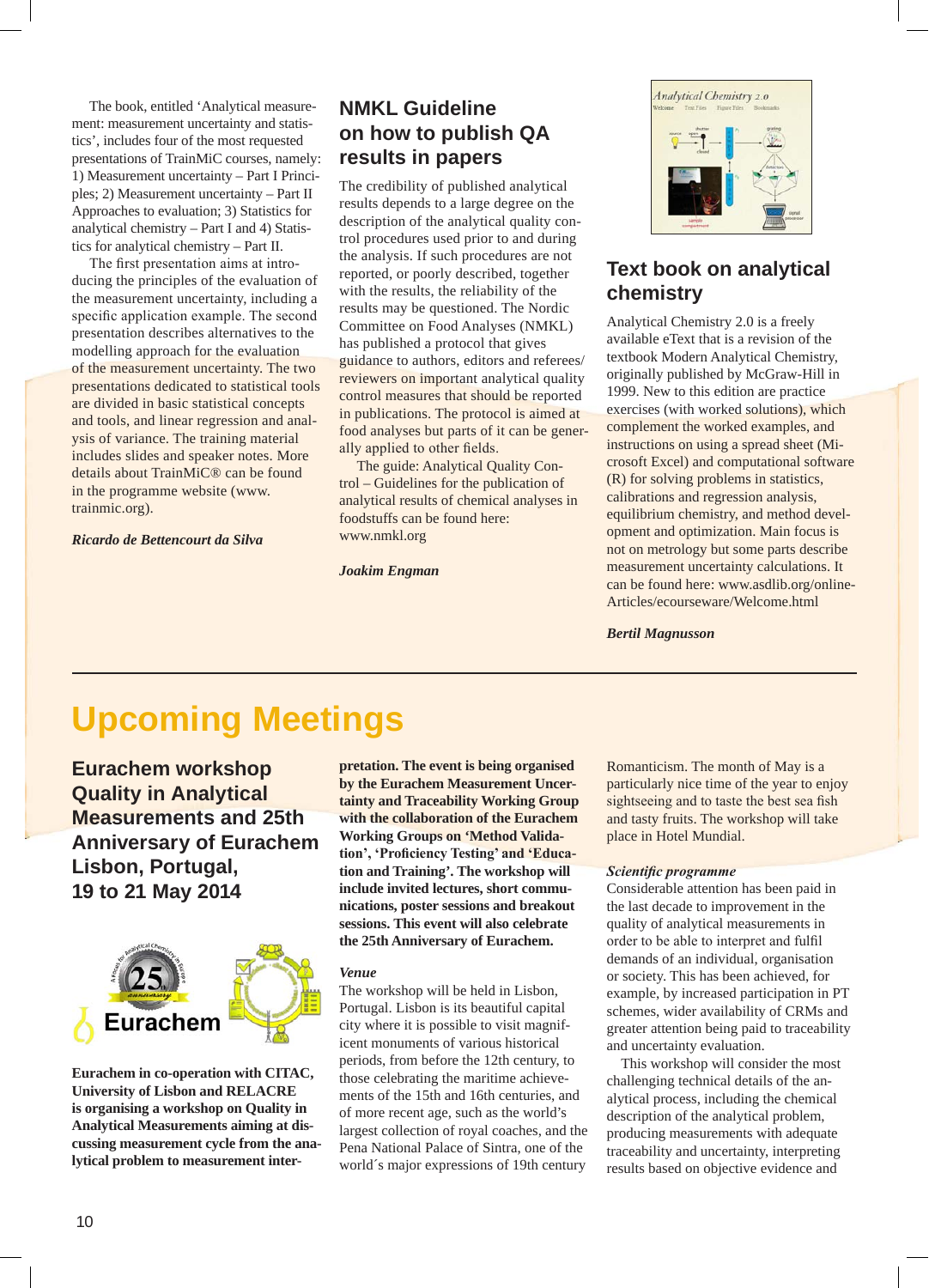The book, entitled 'Analytical measurement: measurement uncertainty and statistics', includes four of the most requested presentations of TrainMiC courses, namely: 1) Measurement uncertainty – Part I Principles; 2) Measurement uncertainty – Part II Approaches to evaluation; 3) Statistics for analytical chemistry – Part I and 4) Statistics for analytical chemistry – Part II.

The first presentation aims at introducing the principles of the evaluation of the measurement uncertainty, including a specific application example. The second presentation describes alternatives to the modelling approach for the evaluation of the measurement uncertainty. The two presentations dedicated to statistical tools are divided in basic statistical concepts and tools, and linear regression and analysis of variance. The training material includes slides and speaker notes. More details about TrainMiC® can be found in the programme website (www.trainmic.org).

*Ricardo de Bettencourt da Silva*

## NMKL Guideline on how to publish QA results in papers

The credibility of published analytical results depends to a large degree on the description of the analytical quality control procedures used prior to and during the analysis. If such procedures are not reported, or poorly described, together with the results, the reliability of the results may be questioned. The Nordic Committee on Food Analyses (NMKL) has published a protocol that gives guidance to authors, editors and referees/reviewers on important analytical quality control measures that should be reported in publications. The protocol is aimed at food analyses but parts of it can be generally applied to other fields.

The guide: Analytical Quality Control – Guidelines for the publication of analytical results of chemical analyses in foodstuffs can be found here: www.nmkl.org

*Joakim Engman*

## Text book on analytical chemistry

Analytical Chemistry 2.0 is a freely available eText that is a revision of the textbook Modern Analytical Chemistry, originally published by McGraw-Hill in 1999. New to this edition are practice exercises (with worked solutions), which complement the worked examples, and instructions on using a spread sheet (Microsoft Excel) and computational software (R) for solving problems in statistics, calibrations and regression analysis, equilibrium chemistry, and method development and optimization. Main focus is not on metrology but some parts describe measurement uncertainty calculations. It can be found here: www.asdlib.org/onlineArticles/ecourseware/Welcome.html

*Bertil Magnusson*

# Upcoming Meetings

## Eurachem workshop Quality in Analytical Measurements and 25th Anniversary of Eurachem Lisbon, Portugal, 19 to 21 May 2014

**Eurachem in co-operation with CITAC, University of Lisbon and RELACRE is organising a workshop on Quality in Analytical Measurements aiming at discussing measurement cycle from the analytical problem to measurement interpretation. The event is being organised by the Eurachem Measurement Uncertainty and Traceability Working Group with the collaboration of the Eurachem Working Groups on 'Method Validation', 'Proficiency Testing' and 'Education and Training'. The workshop will include invited lectures, short communications, poster sessions and breakout sessions. This event will also celebrate the 25th Anniversary of Eurachem.**

*Venue*

The workshop will be held in Lisbon, Portugal. Lisbon is its beautiful capital city where it is possible to visit magnificent monuments of various historical periods, from before the 12th century, to those celebrating the maritime achievements of the 15th and 16th centuries, and of more recent age, such as the world's largest collection of royal coaches, and the Pena National Palace of Sintra, one of the world´s major expressions of 19th century Romanticism. The month of May is a particularly nice time of the year to enjoy sightseeing and to taste the best sea fish and tasty fruits. The workshop will take place in Hotel Mundial.

*Scientific programme*

Considerable attention has been paid in the last decade to improvement in the quality of analytical measurements in order to be able to interpret and fulfil demands of an individual, organisation or society. This has been achieved, for example, by increased participation in PT schemes, wider availability of CRMs and greater attention being paid to traceability and uncertainty evaluation.

This workshop will consider the most challenging technical details of the analytical process, including the chemical description of the analytical problem, producing measurements with adequate traceability and uncertainty, interpreting results based on objective evidence and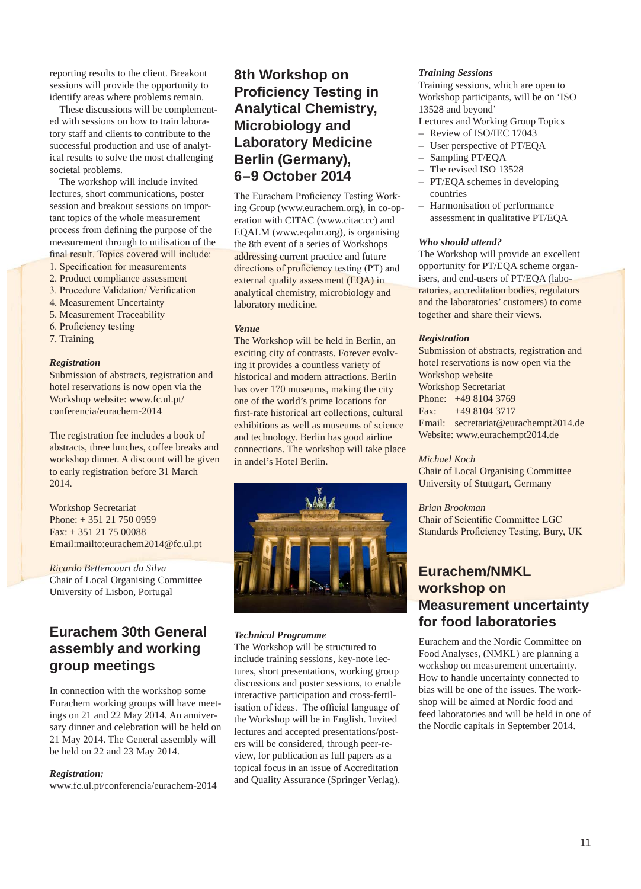reporting results to the client. Breakout sessions will provide the opportunity to identify areas where problems remain.

These discussions will be complemented with sessions on how to train laboratory staff and clients to contribute to the successful production and use of analytical results to solve the most challenging societal problems.

The workshop will include invited lectures, short communications, poster session and breakout sessions on important topics of the whole measurement process from defining the purpose of the measurement through to utilisation of the final result. Topics covered will include:

1. Specification for measurements
2. Product compliance assessment
3. Procedure Validation/ Verification
4. Measurement Uncertainty
5. Measurement Traceability
6. Proficiency testing
7. Training

***Registration***

Submission of abstracts, registration and hotel reservations is now open via the Workshop website: www.fc.ul.pt/conferencia/eurachem-2014

The registration fee includes a book of abstracts, three lunches, coffee breaks and workshop dinner. A discount will be given to early registration before 31 March 2014.

Workshop Secretariat
Phone: + 351 21 750 0959
Fax: + 351 21 75 00088
Email:mailto:eurachem2014@fc.ul.pt

*Ricardo Bettencourt da Silva*
Chair of Local Organising Committee
University of Lisbon, Portugal

## Eurachem 30th General assembly and working group meetings

In connection with the workshop some Eurachem working groups will have meetings on 21 and 22 May 2014. An anniversary dinner and celebration will be held on 21 May 2014. The General assembly will be held on 22 and 23 May 2014.

***Registration:***
www.fc.ul.pt/conferencia/eurachem-2014

## 8th Workshop on Proficiency Testing in Analytical Chemistry, Microbiology and Laboratory Medicine Berlin (Germany), 6–9 October 2014

The Eurachem Proficiency Testing Working Group (www.eurachem.org), in co-operation with CITAC (www.citac.cc) and EQALM (www.eqalm.org), is organising the 8th event of a series of Workshops addressing current practice and future directions of proficiency testing (PT) and external quality assessment (EQA) in analytical chemistry, microbiology and laboratory medicine.

***Venue***

The Workshop will be held in Berlin, an exciting city of contrasts. Forever evolving it provides a countless variety of historical and modern attractions. Berlin has over 170 museums, making the city one of the world's prime locations for first-rate historical art collections, cultural exhibitions as well as museums of science and technology. Berlin has good airline connections. The workshop will take place in andel's Hotel Berlin.

***Technical Programme***

The Workshop will be structured to include training sessions, key-note lectures, short presentations, working group discussions and poster sessions, to enable interactive participation and cross-fertilisation of ideas. The official language of the Workshop will be in English. Invited lectures and accepted presentations/posters will be considered, through peer-review, for publication as full papers as a topical focus in an issue of Accreditation and Quality Assurance (Springer Verlag).

***Training Sessions***

Training sessions, which are open to Workshop participants, will be on 'ISO 13528 and beyond'

Lectures and Working Group Topics

- Review of ISO/IEC 17043
- User perspective of PT/EQA
- Sampling PT/EQA
- The revised ISO 13528
- PT/EQA schemes in developing countries
- Harmonisation of performance assessment in qualitative PT/EQA

***Who should attend?***

The Workshop will provide an excellent opportunity for PT/EQA scheme organisers, and end-users of PT/EQA (laboratories, accreditation bodies, regulators and the laboratories' customers) to come together and share their views.

***Registration***

Submission of abstracts, registration and hotel reservations is now open via the Workshop website

Workshop Secretariat
Phone: +49 8104 3769
Fax: +49 8104 3717
Email: secretariat@eurachempt2014.de
Website: www.eurachempt2014.de

*Michael Koch*
Chair of Local Organising Committee
University of Stuttgart, Germany

*Brian Brookman*
Chair of Scientific Committee LGC
Standards Proficiency Testing, Bury, UK

## Eurachem/NMKL workshop on Measurement uncertainty for food laboratories

Eurachem and the Nordic Committee on Food Analyses, (NMKL) are planning a workshop on measurement uncertainty. How to handle uncertainty connected to bias will be one of the issues. The workshop will be aimed at Nordic food and feed laboratories and will be held in one of the Nordic capitals in September 2014.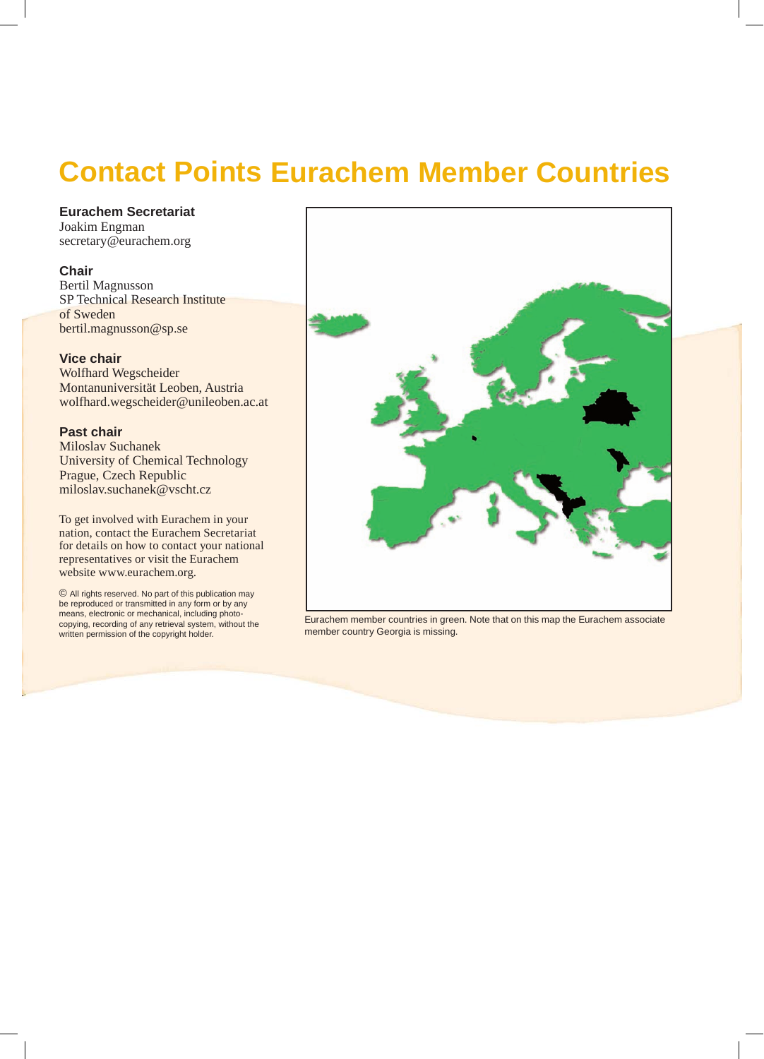# Contact Points Eurachem Member Countries

**Eurachem Secretariat**
Joakim Engman
secretary@eurachem.org

**Chair**
Bertil Magnusson
SP Technical Research Institute of Sweden
bertil.magnusson@sp.se

**Vice chair**
Wolfhard Wegscheider
Montanuniversität Leoben, Austria
wolfhard.wegscheider@unileoben.ac.at

**Past chair**
Miloslav Suchanek
University of Chemical Technology
Prague, Czech Republic
miloslav.suchanek@vscht.cz

To get involved with Eurachem in your nation, contact the Eurachem Secretariat for details on how to contact your national representatives or visit the Eurachem website www.eurachem.org.

© All rights reserved. No part of this publication may be reproduced or transmitted in any form or by any means, electronic or mechanical, including photocopying, recording of any retrieval system, without the written permission of the copyright holder.

Eurachem member countries in green. Note that on this map the Eurachem associate member country Georgia is missing.